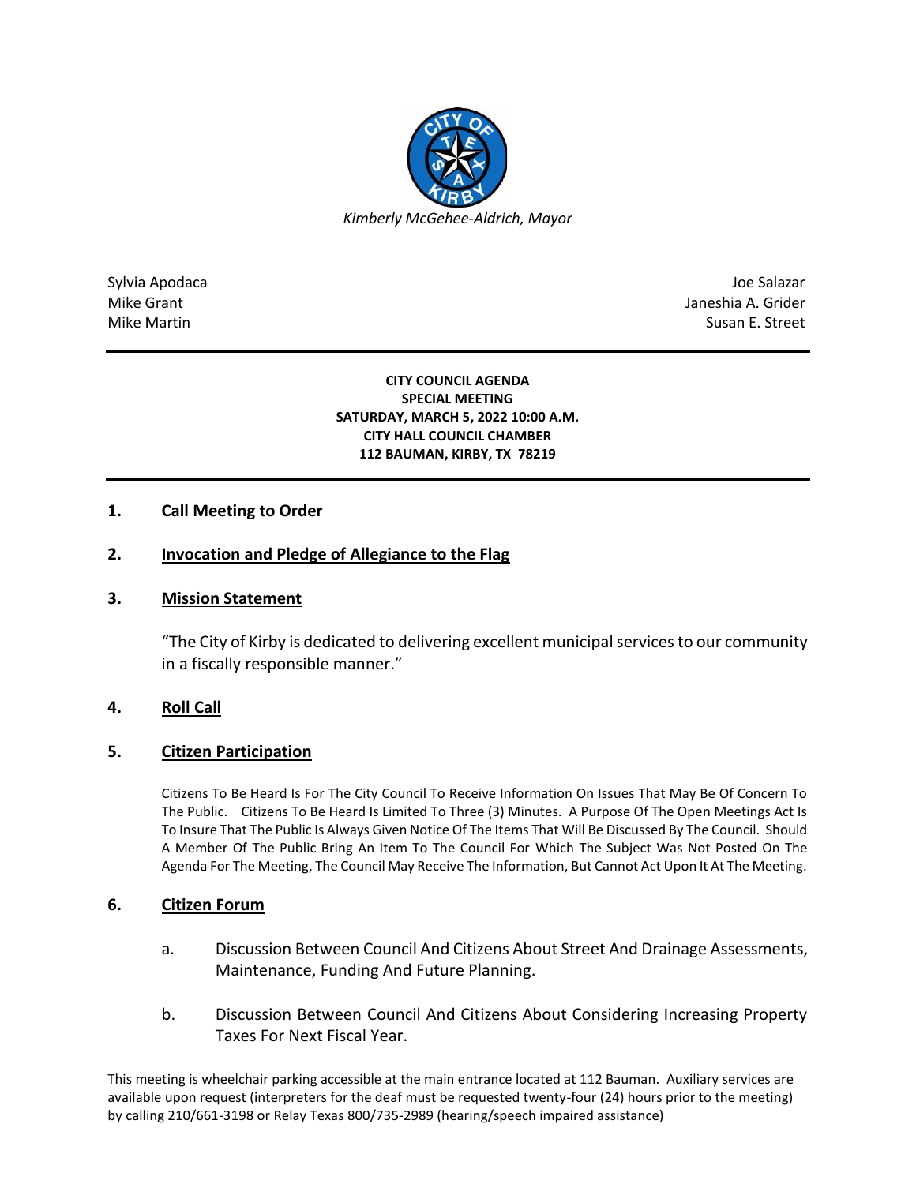*Kimberly McGehee-Aldrich, Mayor*

| | |
|---|---|
| Sylvia Apodaca | Joe Salazar |
| Mike Grant | Janeshia A. Grider |
| Mike Martin | Susan E. Street |

**CITY COUNCIL AGENDA**
**SPECIAL MEETING**
**SATURDAY, MARCH 5, 2022 10:00 A.M.**
**CITY HALL COUNCIL CHAMBER**
**112 BAUMAN, KIRBY, TX 78219**

## 1. Call Meeting to Order

## 2. Invocation and Pledge of Allegiance to the Flag

## 3. Mission Statement

"The City of Kirby is dedicated to delivering excellent municipal services to our community in a fiscally responsible manner."

## 4. Roll Call

## 5. Citizen Participation

Citizens To Be Heard Is For The City Council To Receive Information On Issues That May Be Of Concern To The Public. Citizens To Be Heard Is Limited To Three (3) Minutes. A Purpose Of The Open Meetings Act Is To Insure That The Public Is Always Given Notice Of The Items That Will Be Discussed By The Council. Should A Member Of The Public Bring An Item To The Council For Which The Subject Was Not Posted On The Agenda For The Meeting, The Council May Receive The Information, But Cannot Act Upon It At The Meeting.

## 6. Citizen Forum

a. Discussion Between Council And Citizens About Street And Drainage Assessments, Maintenance, Funding And Future Planning.

b. Discussion Between Council And Citizens About Considering Increasing Property Taxes For Next Fiscal Year.

This meeting is wheelchair parking accessible at the main entrance located at 112 Bauman. Auxiliary services are available upon request (interpreters for the deaf must be requested twenty-four (24) hours prior to the meeting) by calling 210/661-3198 or Relay Texas 800/735-2989 (hearing/speech impaired assistance)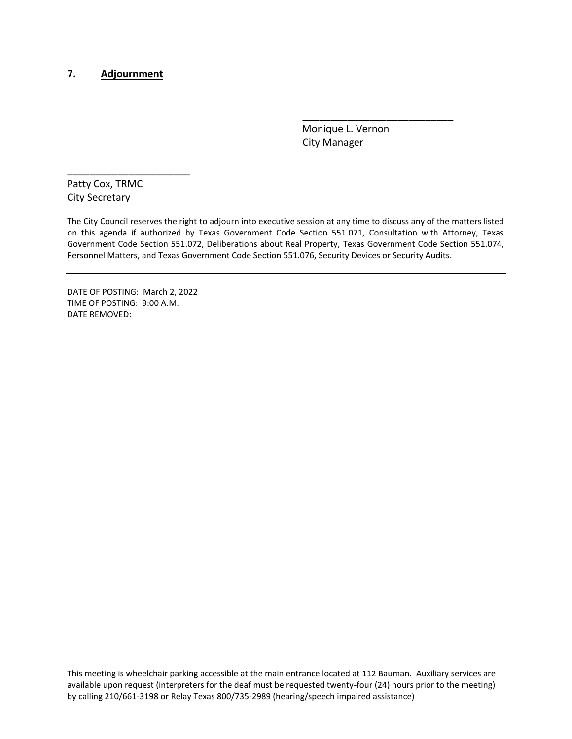**7. Adjournment**

\_\_\_\_\_\_\_\_\_\_\_\_\_\_\_\_\_\_\_\_\_\_\_\_\_\_\_\_

Monique L. Vernon
City Manager

\_\_\_\_\_\_\_\_\_\_\_\_\_\_\_\_\_\_\_\_\_\_\_\_

Patty Cox, TRMC
City Secretary

The City Council reserves the right to adjourn into executive session at any time to discuss any of the matters listed on this agenda if authorized by Texas Government Code Section 551.071, Consultation with Attorney, Texas Government Code Section 551.072, Deliberations about Real Property, Texas Government Code Section 551.074, Personnel Matters, and Texas Government Code Section 551.076, Security Devices or Security Audits.

---

DATE OF POSTING: March 2, 2022
TIME OF POSTING: 9:00 A.M.
DATE REMOVED:

This meeting is wheelchair parking accessible at the main entrance located at 112 Bauman. Auxiliary services are available upon request (interpreters for the deaf must be requested twenty-four (24) hours prior to the meeting) by calling 210/661-3198 or Relay Texas 800/735-2989 (hearing/speech impaired assistance)